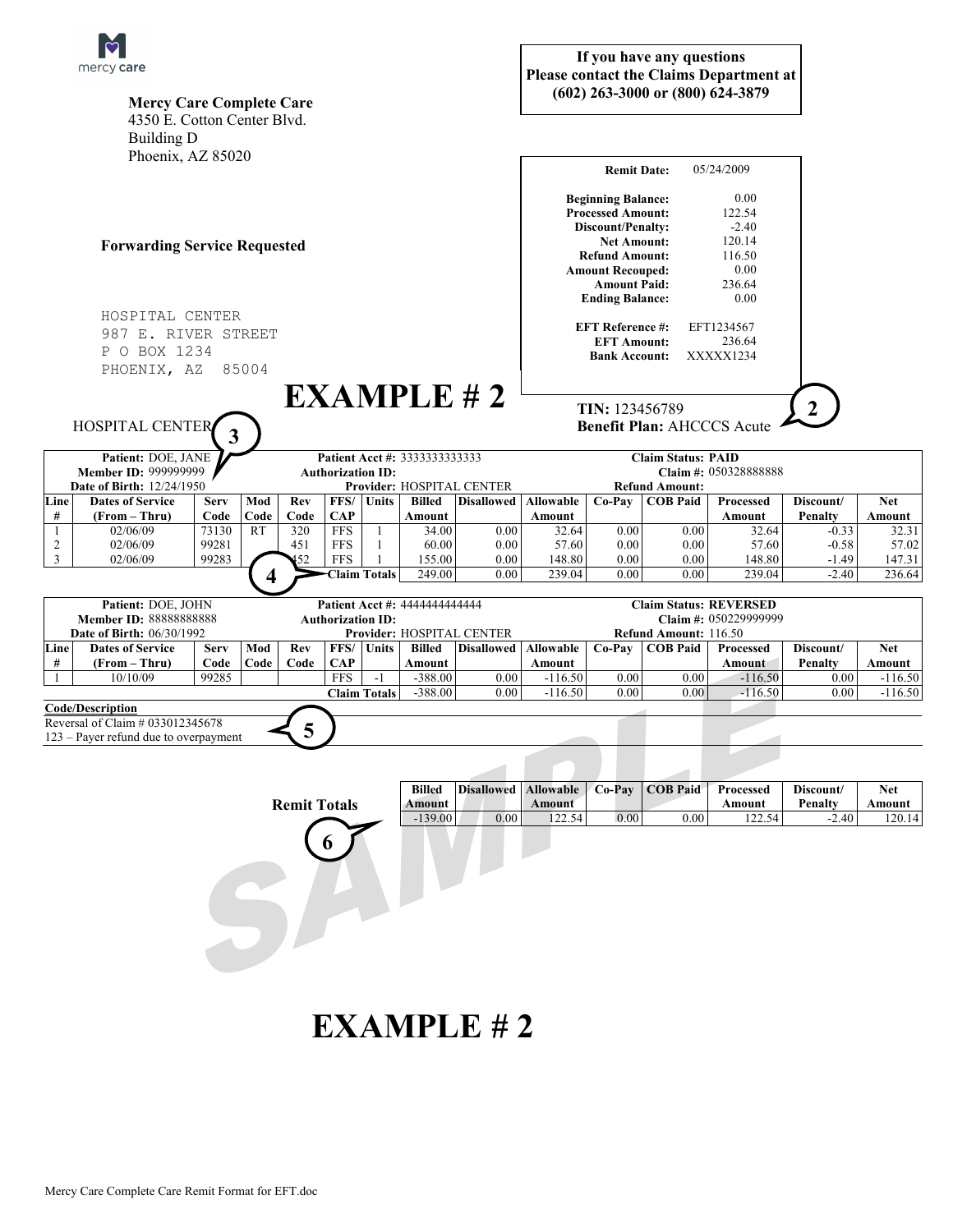mercy care

**Mercy Care Complete Care**
4350 E. Cotton Center Blvd.
Building D
Phoenix, AZ 85020

**If you have any questions**
**Please contact the Claims Department at**
**(602) 263-3000 or (800) 624-3879**

| | |
|---|---|
| **Remit Date:** | 05/24/2009 |
| **Beginning Balance:** | 0.00 |
| **Processed Amount:** | 122.54 |
| **Discount/Penalty:** | -2.40 |
| **Net Amount:** | 120.14 |
| **Refund Amount:** | 116.50 |
| **Amount Recouped:** | 0.00 |
| **Amount Paid:** | 236.64 |
| **Ending Balance:** | 0.00 |
| **EFT Reference #:** | EFT1234567 |
| **EFT Amount:** | 236.64 |
| **Bank Account:** | XXXXX1234 |

**Forwarding Service Requested**

HOSPITAL CENTER
987 E. RIVER STREET
P O BOX 1234
PHOENIX, AZ 85004

# EXAMPLE # 2

**TIN:** 123456789
**Benefit Plan:** AHCCCS Acute

(2)

HOSPITAL CENTER (3)

**Patient:** DOE, JANE | **Patient Acct #:** 3333333333333 | **Claim Status: PAID**
**Member ID:** 999999999 | **Authorization ID:** | **Claim #:** 050328888888
**Date of Birth:** 12/24/1950 | **Provider:** HOSPITAL CENTER | **Refund Amount:**

| Line # | Dates of Service (From – Thru) | Serv Code | Mod Code | Rev Code | FFS/ CAP | Units | Billed Amount | Disallowed | Allowable Amount | Co-Pay | COB Paid | Processed Amount | Discount/ Penalty | Net Amount |
|---|---|---|---|---|---|---|---|---|---|---|---|---|---|---|
| 1 | 02/06/09 | 73130 | RT | 320 | FFS | 1 | 34.00 | 0.00 | 32.64 | 0.00 | 0.00 | 32.64 | -0.33 | 32.31 |
| 2 | 02/06/09 | 99281 | | 451 | FFS | 1 | 60.00 | 0.00 | 57.60 | 0.00 | 0.00 | 57.60 | -0.58 | 57.02 |
| 3 | 02/06/09 | 99283 | | 452 | FFS | 1 | 155.00 | 0.00 | 148.80 | 0.00 | 0.00 | 148.80 | -1.49 | 147.31 |
| | (4) | | | | | **Claim Totals** | 249.00 | 0.00 | 239.04 | 0.00 | 0.00 | 239.04 | -2.40 | 236.64 |

**Patient:** DOE, JOHN | **Patient Acct #:** 4444444444444 | **Claim Status: REVERSED**
**Member ID:** 88888888888 | **Authorization ID:** | **Claim #:** 050229999999
**Date of Birth:** 06/30/1992 | **Provider:** HOSPITAL CENTER | **Refund Amount:** 116.50

| Line # | Dates of Service (From – Thru) | Serv Code | Mod Code | Rev Code | FFS/ CAP | Units | Billed Amount | Disallowed | Allowable Amount | Co-Pay | COB Paid | Processed Amount | Discount/ Penalty | Net Amount |
|---|---|---|---|---|---|---|---|---|---|---|---|---|---|---|
| 1 | 10/10/09 | 99285 | | | FFS | -1 | -388.00 | 0.00 | -116.50 | 0.00 | 0.00 | -116.50 | 0.00 | -116.50 |
| | | | | | | **Claim Totals** | -388.00 | 0.00 | -116.50 | 0.00 | 0.00 | -116.50 | 0.00 | -116.50 |

**Code/Description**
Reversal of Claim # 033012345678
123 – Payer refund due to overpayment (5)

| Remit Totals | Billed Amount | Disallowed | Allowable Amount | Co-Pay | COB Paid | Processed Amount | Discount/ Penalty | Net Amount |
|---|---|---|---|---|---|---|---|---|
| | -139.00 | 0.00 | 122.54 | 0.00 | 0.00 | 122.54 | -2.40 | 120.14 |

(6)

SAMPLE

# EXAMPLE # 2

Mercy Care Complete Care Remit Format for EFT.doc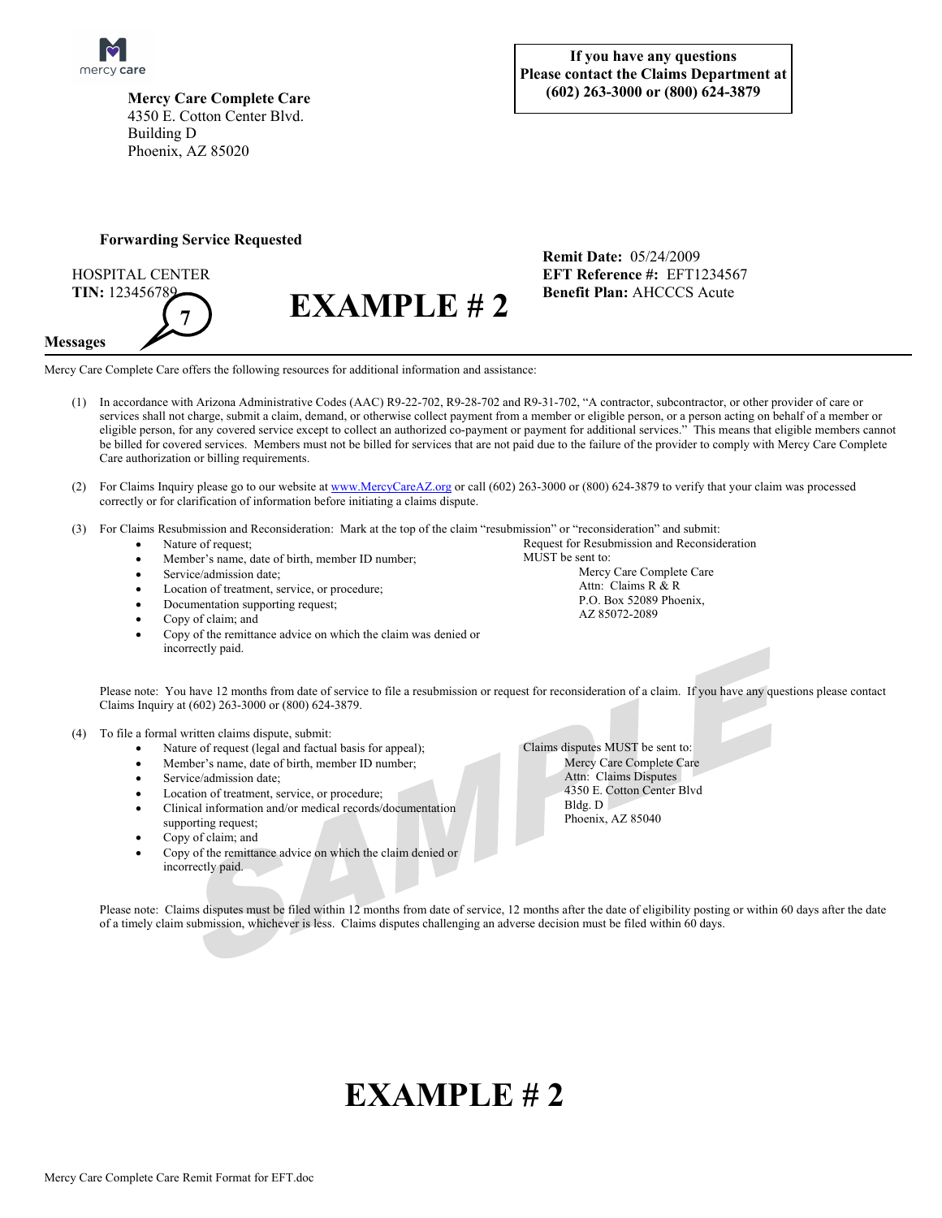mercy care

**Mercy Care Complete Care**
4350 E. Cotton Center Blvd.
Building D
Phoenix, AZ 85020

**If you have any questions**
**Please contact the Claims Department at**
**(602) 263-3000 or (800) 624-3879**

**Forwarding Service Requested**

HOSPITAL CENTER
**TIN:** 123456789

7

# EXAMPLE # 2

**Remit Date:** 05/24/2009
**EFT Reference #:** EFT1234567
**Benefit Plan:** AHCCCS Acute

**Messages**

Mercy Care Complete Care offers the following resources for additional information and assistance:

(1) In accordance with Arizona Administrative Codes (AAC) R9-22-702, R9-28-702 and R9-31-702, "A contractor, subcontractor, or other provider of care or services shall not charge, submit a claim, demand, or otherwise collect payment from a member or eligible person, or a person acting on behalf of a member or eligible person, for any covered service except to collect an authorized co-payment or payment for additional services." This means that eligible members cannot be billed for covered services. Members must not be billed for services that are not paid due to the failure of the provider to comply with Mercy Care Complete Care authorization or billing requirements.

(2) For Claims Inquiry please go to our website at www.MercyCareAZ.org or call (602) 263-3000 or (800) 624-3879 to verify that your claim was processed correctly or for clarification of information before initiating a claims dispute.

(3) For Claims Resubmission and Reconsideration: Mark at the top of the claim "resubmission" or "reconsideration" and submit:
- Nature of request;
- Member's name, date of birth, member ID number;
- Service/admission date;
- Location of treatment, service, or procedure;
- Documentation supporting request;
- Copy of claim; and
- Copy of the remittance advice on which the claim was denied or incorrectly paid.

Request for Resubmission and Reconsideration MUST be sent to:
Mercy Care Complete Care
Attn: Claims R & R
P.O. Box 52089 Phoenix,
AZ 85072-2089

Please note: You have 12 months from date of service to file a resubmission or request for reconsideration of a claim. If you have any questions please contact Claims Inquiry at (602) 263-3000 or (800) 624-3879.

(4) To file a formal written claims dispute, submit:
- Nature of request (legal and factual basis for appeal);
- Member's name, date of birth, member ID number;
- Service/admission date;
- Location of treatment, service, or procedure;
- Clinical information and/or medical records/documentation supporting request;
- Copy of claim; and
- Copy of the remittance advice on which the claim denied or incorrectly paid.

Claims disputes MUST be sent to:
Mercy Care Complete Care
Attn: Claims Disputes
4350 E. Cotton Center Blvd
Bldg. D
Phoenix, AZ 85040

Please note: Claims disputes must be filed within 12 months from date of service, 12 months after the date of eligibility posting or within 60 days after the date of a timely claim submission, whichever is less. Claims disputes challenging an adverse decision must be filed within 60 days.

SAMPLE

# EXAMPLE # 2

Mercy Care Complete Care Remit Format for EFT.doc